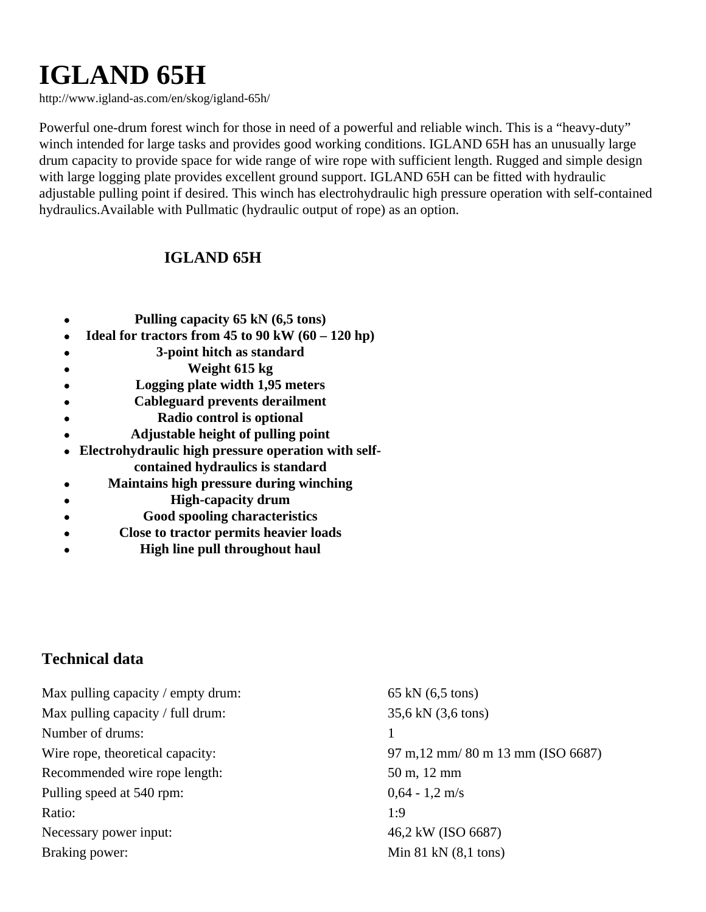# IGLAND 65H

http://www.igland-as.com/en/skog/igland-65h/

Powerful one-drum forest winch for those in need of a powerful and reliable winch. This is a “heavy-duty” winch intended for large tasks and provides good working conditions. IGLAND 65H has an unusually large drum capacity to provide space for wide range of wire rope with sufficient length. Rugged and simple design with large logging plate provides excellent ground support. IGLAND 65H can be fitted with hydraulic adjustable pulling point if desired. This winch has electrohydraulic high pressure operation with self-contained hydraulics.Available with Pullmatic (hydraulic output of rope) as an option.

## IGLAND 65H

- **Pulling capacity 65 kN (6,5 tons)**
- **Ideal for tractors from 45 to 90 kW (60 – 120 hp)**
- **3-point hitch as standard**
- **Weight 615 kg**
- **Logging plate width 1,95 meters**
- **Cableguard prevents derailment**
- **Radio control is optional**
- **Adjustable height of pulling point**
- **Electrohydraulic high pressure operation with self-contained hydraulics is standard**
- **Maintains high pressure during winching**
- **High-capacity drum**
- **Good spooling characteristics**
- **Close to tractor permits heavier loads**
- **High line pull throughout haul**

## Technical data

| | |
|---|---|
| Max pulling capacity / empty drum: | 65 kN (6,5 tons) |
| Max pulling capacity / full drum: | 35,6 kN (3,6 tons) |
| Number of drums: | 1 |
| Wire rope, theoretical capacity: | 97 m,12 mm/ 80 m 13 mm (ISO 6687) |
| Recommended wire rope length: | 50 m, 12 mm |
| Pulling speed at 540 rpm: | 0,64 - 1,2 m/s |
| Ratio: | 1:9 |
| Necessary power input: | 46,2 kW (ISO 6687) |
| Braking power: | Min 81 kN (8,1 tons) |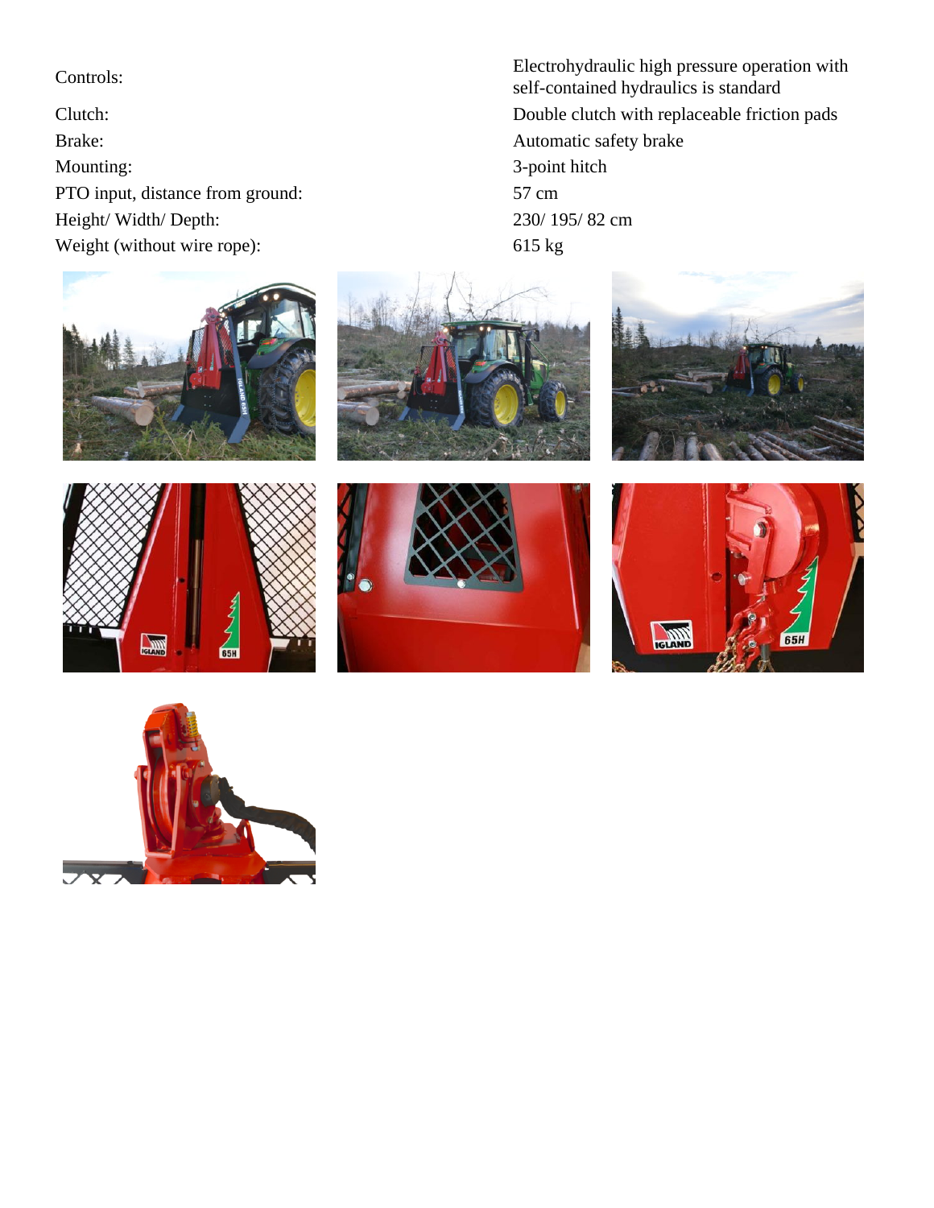| | |
|---|---|
| Controls: | Electrohydraulic high pressure operation with self-contained hydraulics is standard |
| Clutch: | Double clutch with replaceable friction pads |
| Brake: | Automatic safety brake |
| Mounting: | 3-point hitch |
| PTO input, distance from ground: | 57 cm |
| Height/ Width/ Depth: | 230/ 195/ 82 cm |
| Weight (without wire rope): | 615 kg |